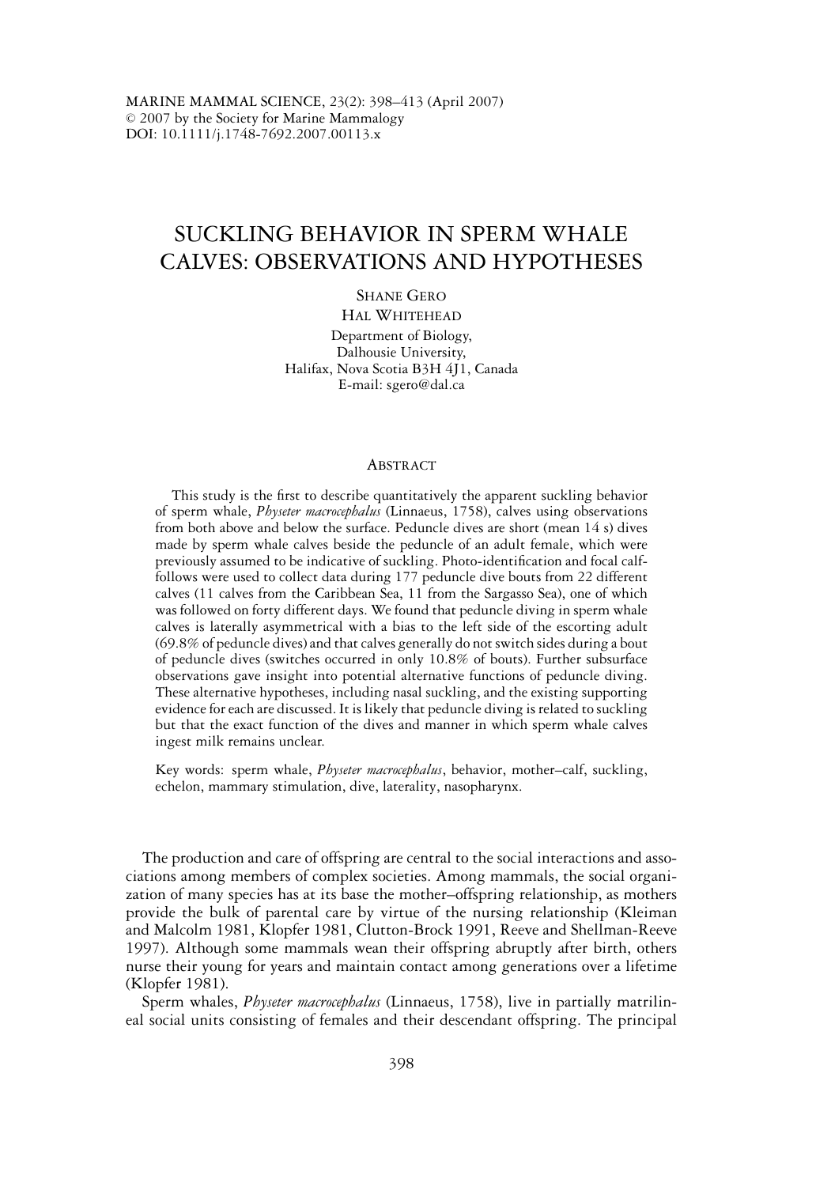MARINE MAMMAL SCIENCE, 23(2): 398–413 (April 2007)
© 2007 by the Society for Marine Mammalogy
DOI: 10.1111/j.1748-7692.2007.00113.x

# SUCKLING BEHAVIOR IN SPERM WHALE CALVES: OBSERVATIONS AND HYPOTHESES

SHANE GERO
HAL WHITEHEAD
Department of Biology,
Dalhousie University,
Halifax, Nova Scotia B3H 4J1, Canada
E-mail: sgero@dal.ca

## ABSTRACT

This study is the first to describe quantitatively the apparent suckling behavior of sperm whale, *Physeter macrocephalus* (Linnaeus, 1758), calves using observations from both above and below the surface. Peduncle dives are short (mean 14 s) dives made by sperm whale calves beside the peduncle of an adult female, which were previously assumed to be indicative of suckling. Photo-identification and focal calf-follows were used to collect data during 177 peduncle dive bouts from 22 different calves (11 calves from the Caribbean Sea, 11 from the Sargasso Sea), one of which was followed on forty different days. We found that peduncle diving in sperm whale calves is laterally asymmetrical with a bias to the left side of the escorting adult (69.8% of peduncle dives) and that calves generally do not switch sides during a bout of peduncle dives (switches occurred in only 10.8% of bouts). Further subsurface observations gave insight into potential alternative functions of peduncle diving. These alternative hypotheses, including nasal suckling, and the existing supporting evidence for each are discussed. It is likely that peduncle diving is related to suckling but that the exact function of the dives and manner in which sperm whale calves ingest milk remains unclear.

Key words: sperm whale, *Physeter macrocephalus*, behavior, mother–calf, suckling, echelon, mammary stimulation, dive, laterality, nasopharynx.

The production and care of offspring are central to the social interactions and associations among members of complex societies. Among mammals, the social organization of many species has at its base the mother–offspring relationship, as mothers provide the bulk of parental care by virtue of the nursing relationship (Kleiman and Malcolm 1981, Klopfer 1981, Clutton-Brock 1991, Reeve and Shellman-Reeve 1997). Although some mammals wean their offspring abruptly after birth, others nurse their young for years and maintain contact among generations over a lifetime (Klopfer 1981).

Sperm whales, *Physeter macrocephalus* (Linnaeus, 1758), live in partially matrilineal social units consisting of females and their descendant offspring. The principal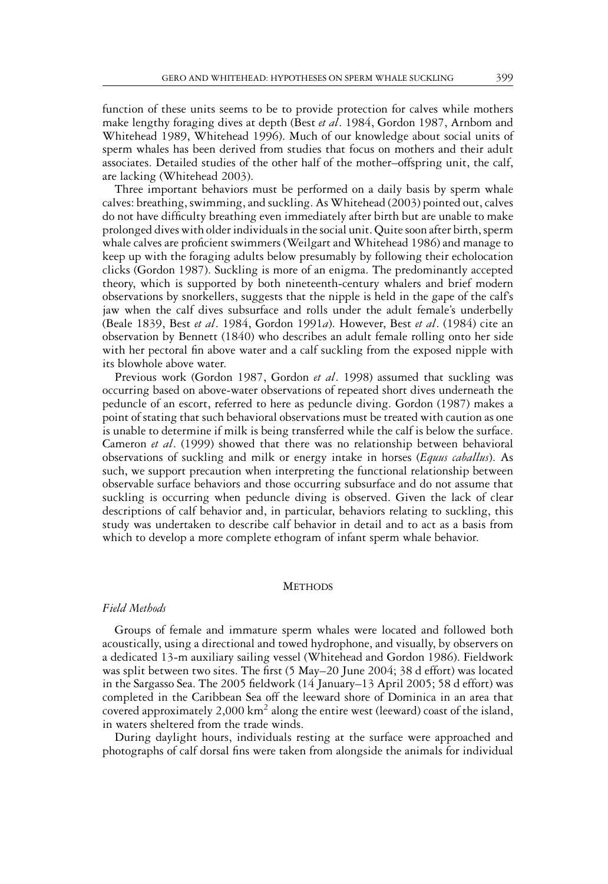function of these units seems to be to provide protection for calves while mothers make lengthy foraging dives at depth (Best *et al*. 1984, Gordon 1987, Arnbom and Whitehead 1989, Whitehead 1996). Much of our knowledge about social units of sperm whales has been derived from studies that focus on mothers and their adult associates. Detailed studies of the other half of the mother–offspring unit, the calf, are lacking (Whitehead 2003).

Three important behaviors must be performed on a daily basis by sperm whale calves: breathing, swimming, and suckling. As Whitehead (2003) pointed out, calves do not have difficulty breathing even immediately after birth but are unable to make prolonged dives with older individuals in the social unit. Quite soon after birth, sperm whale calves are proficient swimmers (Weilgart and Whitehead 1986) and manage to keep up with the foraging adults below presumably by following their echolocation clicks (Gordon 1987). Suckling is more of an enigma. The predominantly accepted theory, which is supported by both nineteenth-century whalers and brief modern observations by snorkellers, suggests that the nipple is held in the gape of the calf's jaw when the calf dives subsurface and rolls under the adult female's underbelly (Beale 1839, Best *et al*. 1984, Gordon 1991*a*). However, Best *et al*. (1984) cite an observation by Bennett (1840) who describes an adult female rolling onto her side with her pectoral fin above water and a calf suckling from the exposed nipple with its blowhole above water.

Previous work (Gordon 1987, Gordon *et al*. 1998) assumed that suckling was occurring based on above-water observations of repeated short dives underneath the peduncle of an escort, referred to here as peduncle diving. Gordon (1987) makes a point of stating that such behavioral observations must be treated with caution as one is unable to determine if milk is being transferred while the calf is below the surface. Cameron *et al*. (1999) showed that there was no relationship between behavioral observations of suckling and milk or energy intake in horses (*Equus caballus*). As such, we support precaution when interpreting the functional relationship between observable surface behaviors and those occurring subsurface and do not assume that suckling is occurring when peduncle diving is observed. Given the lack of clear descriptions of calf behavior and, in particular, behaviors relating to suckling, this study was undertaken to describe calf behavior in detail and to act as a basis from which to develop a more complete ethogram of infant sperm whale behavior.

## Methods

### *Field Methods*

Groups of female and immature sperm whales were located and followed both acoustically, using a directional and towed hydrophone, and visually, by observers on a dedicated 13-m auxiliary sailing vessel (Whitehead and Gordon 1986). Fieldwork was split between two sites. The first (5 May–20 June 2004; 38 d effort) was located in the Sargasso Sea. The 2005 fieldwork (14 January–13 April 2005; 58 d effort) was completed in the Caribbean Sea off the leeward shore of Dominica in an area that covered approximately 2,000 km$^2$ along the entire west (leeward) coast of the island, in waters sheltered from the trade winds.

During daylight hours, individuals resting at the surface were approached and photographs of calf dorsal fins were taken from alongside the animals for individual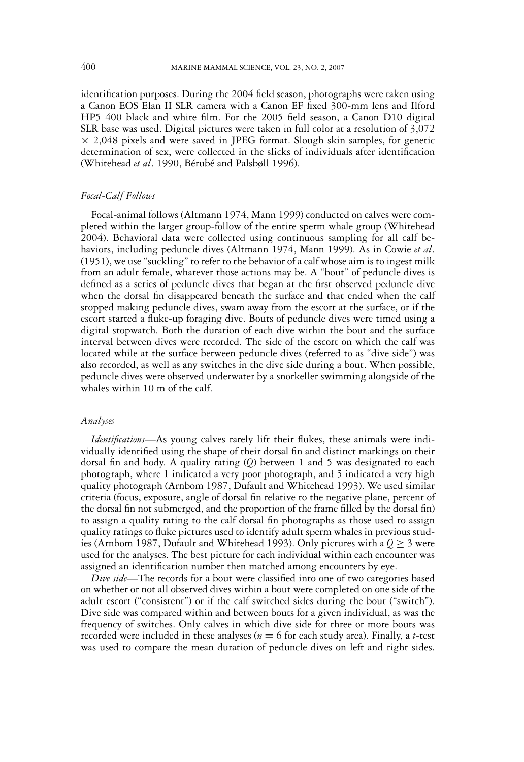identification purposes. During the 2004 field season, photographs were taken using a Canon EOS Elan II SLR camera with a Canon EF fixed 300-mm lens and Ilford HP5 400 black and white film. For the 2005 field season, a Canon D10 digital SLR base was used. Digital pictures were taken in full color at a resolution of 3,072 × 2,048 pixels and were saved in JPEG format. Slough skin samples, for genetic determination of sex, were collected in the slicks of individuals after identification (Whitehead *et al*. 1990, Bérubé and Palsbøll 1996).

### *Focal-Calf Follows*

Focal-animal follows (Altmann 1974, Mann 1999) conducted on calves were completed within the larger group-follow of the entire sperm whale group (Whitehead 2004). Behavioral data were collected using continuous sampling for all calf behaviors, including peduncle dives (Altmann 1974, Mann 1999). As in Cowie *et al*. (1951), we use "suckling" to refer to the behavior of a calf whose aim is to ingest milk from an adult female, whatever those actions may be. A "bout" of peduncle dives is defined as a series of peduncle dives that began at the first observed peduncle dive when the dorsal fin disappeared beneath the surface and that ended when the calf stopped making peduncle dives, swam away from the escort at the surface, or if the escort started a fluke-up foraging dive. Bouts of peduncle dives were timed using a digital stopwatch. Both the duration of each dive within the bout and the surface interval between dives were recorded. The side of the escort on which the calf was located while at the surface between peduncle dives (referred to as "dive side") was also recorded, as well as any switches in the dive side during a bout. When possible, peduncle dives were observed underwater by a snorkeller swimming alongside of the whales within 10 m of the calf.

### *Analyses*

*Identifications*—As young calves rarely lift their flukes, these animals were individually identified using the shape of their dorsal fin and distinct markings on their dorsal fin and body. A quality rating ($Q$) between 1 and 5 was designated to each photograph, where 1 indicated a very poor photograph, and 5 indicated a very high quality photograph (Arnbom 1987, Dufault and Whitehead 1993). We used similar criteria (focus, exposure, angle of dorsal fin relative to the negative plane, percent of the dorsal fin not submerged, and the proportion of the frame filled by the dorsal fin) to assign a quality rating to the calf dorsal fin photographs as those used to assign quality ratings to fluke pictures used to identify adult sperm whales in previous studies (Arnbom 1987, Dufault and Whitehead 1993). Only pictures with a $Q \geq 3$ were used for the analyses. The best picture for each individual within each encounter was assigned an identification number then matched among encounters by eye.

*Dive side*—The records for a bout were classified into one of two categories based on whether or not all observed dives within a bout were completed on one side of the adult escort ("consistent") or if the calf switched sides during the bout ("switch"). Dive side was compared within and between bouts for a given individual, as was the frequency of switches. Only calves in which dive side for three or more bouts was recorded were included in these analyses ($n = 6$ for each study area). Finally, a $t$-test was used to compare the mean duration of peduncle dives on left and right sides.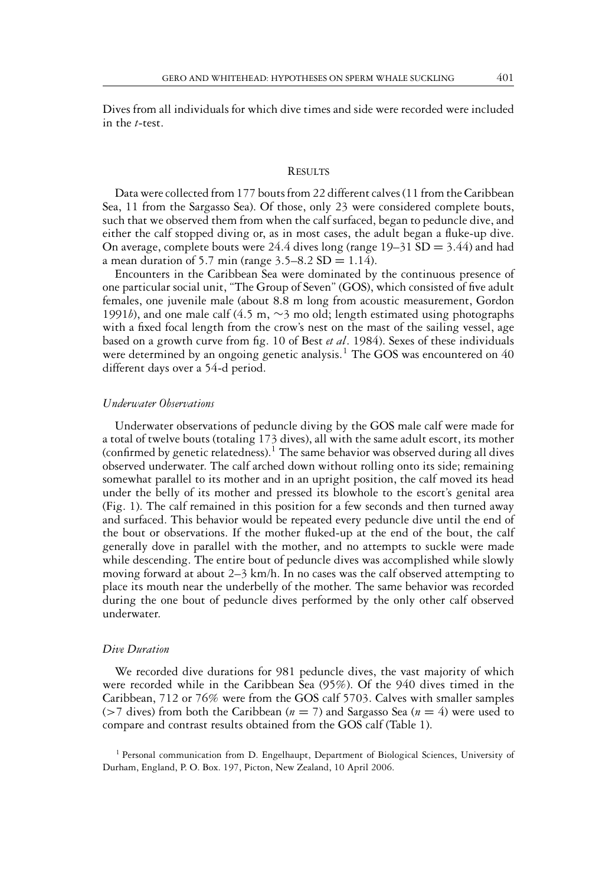Dives from all individuals for which dive times and side were recorded were included in the *t*-test.

## Results

Data were collected from 177 bouts from 22 different calves (11 from the Caribbean Sea, 11 from the Sargasso Sea). Of those, only 23 were considered complete bouts, such that we observed them from when the calf surfaced, began to peduncle dive, and either the calf stopped diving or, as in most cases, the adult began a fluke-up dive. On average, complete bouts were 24.4 dives long (range 19–31 SD = 3.44) and had a mean duration of 5.7 min (range 3.5–8.2 SD = 1.14).

Encounters in the Caribbean Sea were dominated by the continuous presence of one particular social unit, "The Group of Seven" (GOS), which consisted of five adult females, one juvenile male (about 8.8 m long from acoustic measurement, Gordon 1991*b*), and one male calf (4.5 m, ~3 mo old; length estimated using photographs with a fixed focal length from the crow's nest on the mast of the sailing vessel, age based on a growth curve from fig. 10 of Best *et al*. 1984). Sexes of these individuals were determined by an ongoing genetic analysis.[1] The GOS was encountered on 40 different days over a 54-d period.

### *Underwater Observations*

Underwater observations of peduncle diving by the GOS male calf were made for a total of twelve bouts (totaling 173 dives), all with the same adult escort, its mother (confirmed by genetic relatedness).[1] The same behavior was observed during all dives observed underwater. The calf arched down without rolling onto its side; remaining somewhat parallel to its mother and in an upright position, the calf moved its head under the belly of its mother and pressed its blowhole to the escort's genital area (Fig. 1). The calf remained in this position for a few seconds and then turned away and surfaced. This behavior would be repeated every peduncle dive until the end of the bout or observations. If the mother fluked-up at the end of the bout, the calf generally dove in parallel with the mother, and no attempts to suckle were made while descending. The entire bout of peduncle dives was accomplished while slowly moving forward at about 2–3 km/h. In no cases was the calf observed attempting to place its mouth near the underbelly of the mother. The same behavior was recorded during the one bout of peduncle dives performed by the only other calf observed underwater.

### *Dive Duration*

We recorded dive durations for 981 peduncle dives, the vast majority of which were recorded while in the Caribbean Sea (95%). Of the 940 dives timed in the Caribbean, 712 or 76% were from the GOS calf 5703. Calves with smaller samples (>7 dives) from both the Caribbean ($n = 7$) and Sargasso Sea ($n = 4$) were used to compare and contrast results obtained from the GOS calf (Table 1).

[1] Personal communication from D. Engelhaupt, Department of Biological Sciences, University of Durham, England, P. O. Box. 197, Picton, New Zealand, 10 April 2006.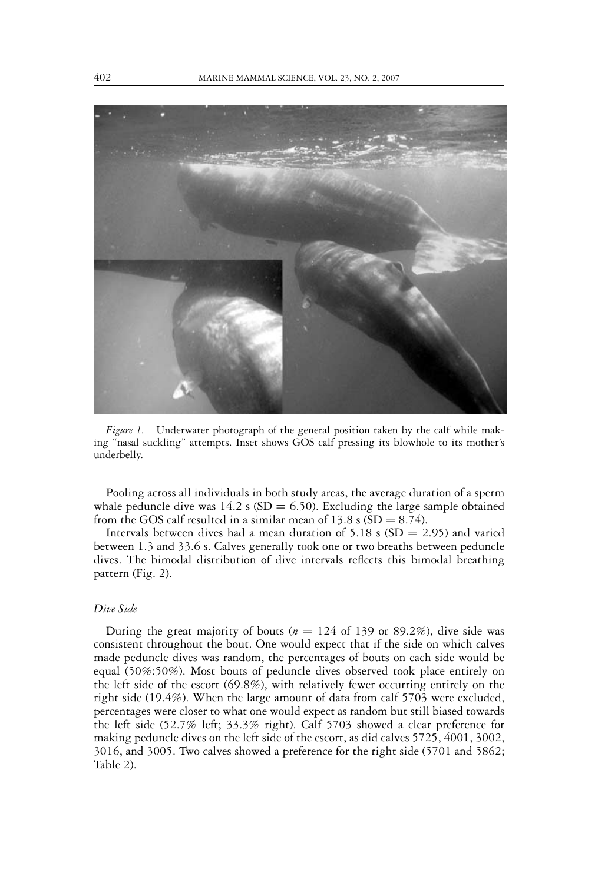*Figure 1.* Underwater photograph of the general position taken by the calf while making "nasal suckling" attempts. Inset shows GOS calf pressing its blowhole to its mother's underbelly.

Pooling across all individuals in both study areas, the average duration of a sperm whale peduncle dive was 14.2 s (SD = 6.50). Excluding the large sample obtained from the GOS calf resulted in a similar mean of 13.8 s (SD = 8.74).

Intervals between dives had a mean duration of 5.18 s (SD = 2.95) and varied between 1.3 and 33.6 s. Calves generally took one or two breaths between peduncle dives. The bimodal distribution of dive intervals reflects this bimodal breathing pattern (Fig. 2).

### *Dive Side*

During the great majority of bouts ($n = 124$ of 139 or 89.2%), dive side was consistent throughout the bout. One would expect that if the side on which calves made peduncle dives was random, the percentages of bouts on each side would be equal (50%:50%). Most bouts of peduncle dives observed took place entirely on the left side of the escort (69.8%), with relatively fewer occurring entirely on the right side (19.4%). When the large amount of data from calf 5703 were excluded, percentages were closer to what one would expect as random but still biased towards the left side (52.7% left; 33.3% right). Calf 5703 showed a clear preference for making peduncle dives on the left side of the escort, as did calves 5725, 4001, 3002, 3016, and 3005. Two calves showed a preference for the right side (5701 and 5862; Table 2).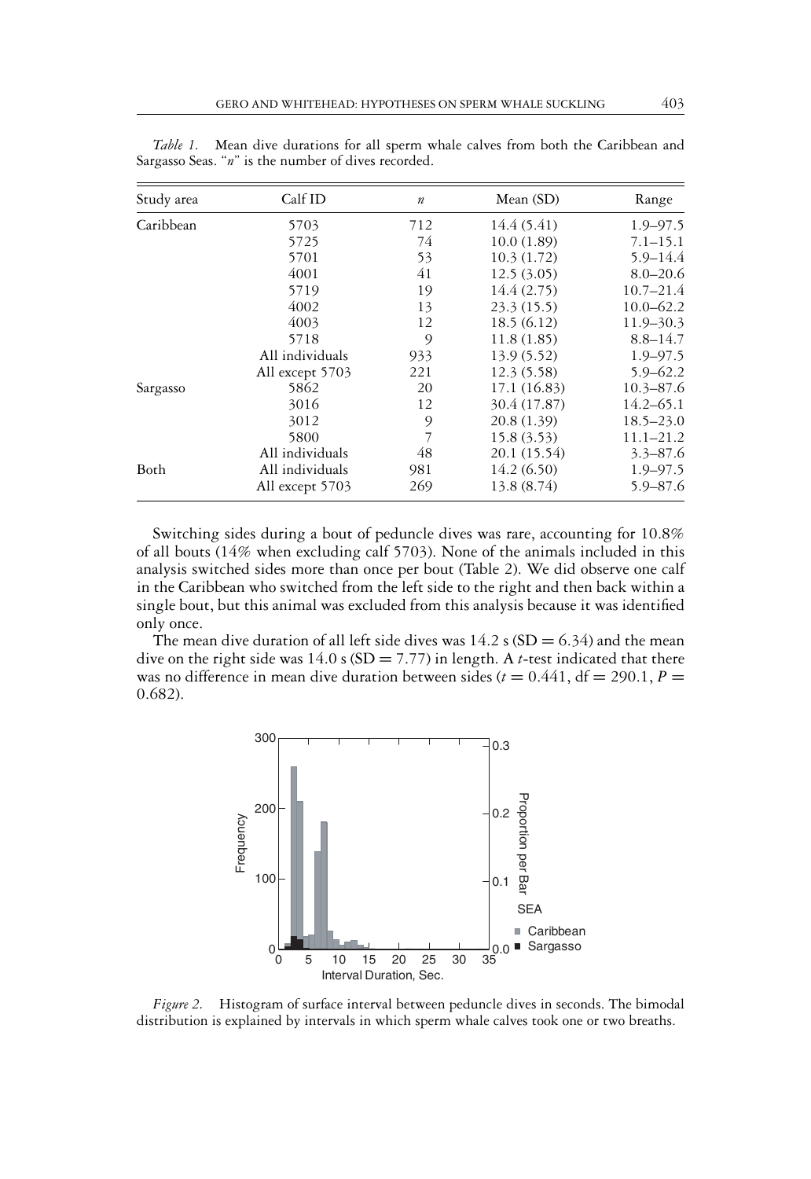*Table 1.* Mean dive durations for all sperm whale calves from both the Caribbean and Sargasso Seas. "*n*" is the number of dives recorded.

| Study area | Calf ID | *n* | Mean (SD) | Range |
|---|---|---|---|---|
| Caribbean | 5703 | 712 | 14.4 (5.41) | 1.9–97.5 |
| | 5725 | 74 | 10.0 (1.89) | 7.1–15.1 |
| | 5701 | 53 | 10.3 (1.72) | 5.9–14.4 |
| | 4001 | 41 | 12.5 (3.05) | 8.0–20.6 |
| | 5719 | 19 | 14.4 (2.75) | 10.7–21.4 |
| | 4002 | 13 | 23.3 (15.5) | 10.0–62.2 |
| | 4003 | 12 | 18.5 (6.12) | 11.9–30.3 |
| | 5718 | 9 | 11.8 (1.85) | 8.8–14.7 |
| | All individuals | 933 | 13.9 (5.52) | 1.9–97.5 |
| | All except 5703 | 221 | 12.3 (5.58) | 5.9–62.2 |
| Sargasso | 5862 | 20 | 17.1 (16.83) | 10.3–87.6 |
| | 3016 | 12 | 30.4 (17.87) | 14.2–65.1 |
| | 3012 | 9 | 20.8 (1.39) | 18.5–23.0 |
| | 5800 | 7 | 15.8 (3.53) | 11.1–21.2 |
| | All individuals | 48 | 20.1 (15.54) | 3.3–87.6 |
| Both | All individuals | 981 | 14.2 (6.50) | 1.9–97.5 |
| | All except 5703 | 269 | 13.8 (8.74) | 5.9–87.6 |

Switching sides during a bout of peduncle dives was rare, accounting for 10.8% of all bouts (14% when excluding calf 5703). None of the animals included in this analysis switched sides more than once per bout (Table 2). We did observe one calf in the Caribbean who switched from the left side to the right and then back within a single bout, but this animal was excluded from this analysis because it was identified only once.

The mean dive duration of all left side dives was 14.2 s (SD $= 6.34$) and the mean dive on the right side was 14.0 s (SD $= 7.77$) in length. A *t*-test indicated that there was no difference in mean dive duration between sides ($t = 0.441$, df $= 290.1$, $P = 0.682$).

*Figure 2.* Histogram of surface interval between peduncle dives in seconds. The bimodal distribution is explained by intervals in which sperm whale calves took one or two breaths.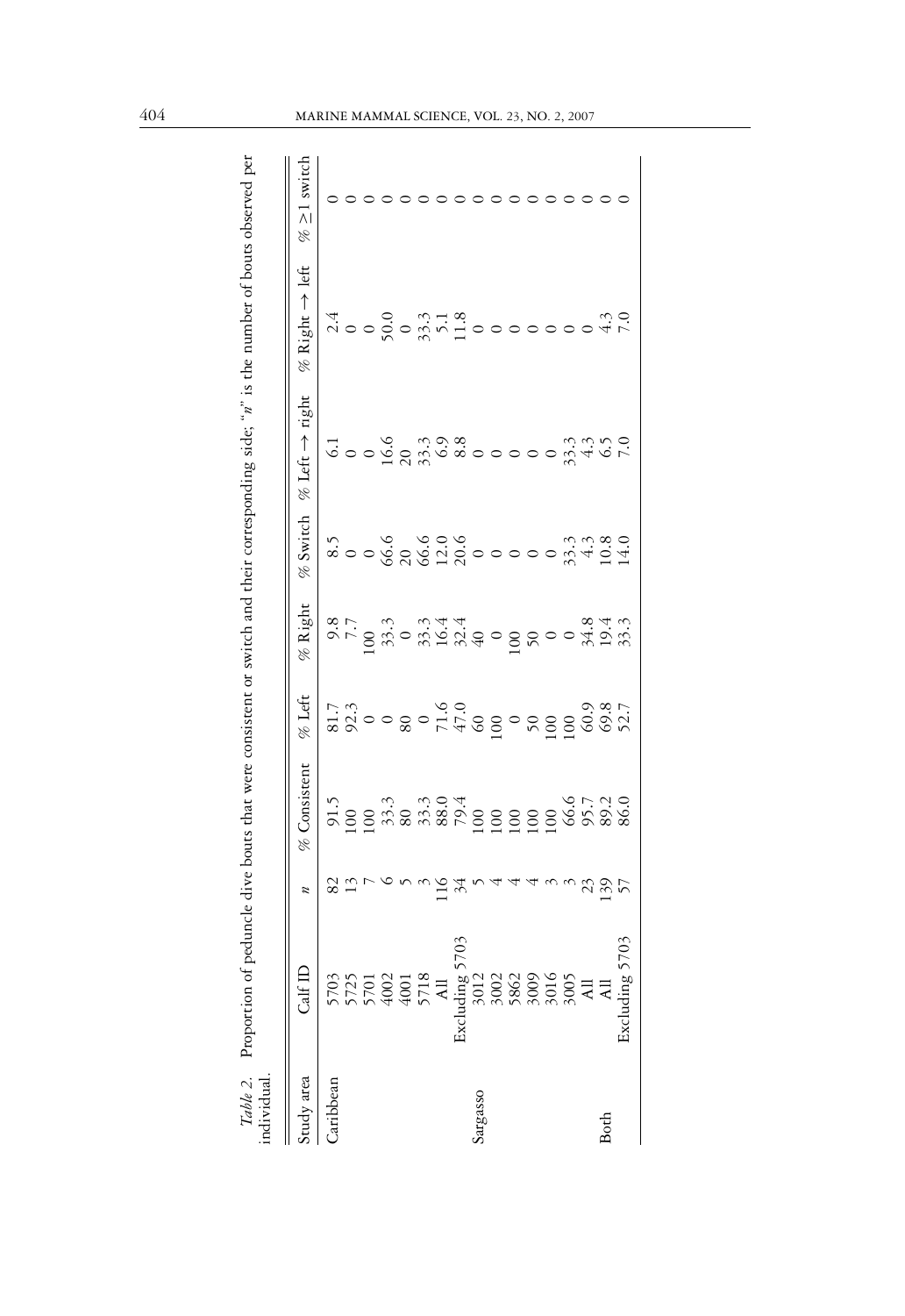*Table 2.* Proportion of peduncle dive bouts that were consistent or switch and their corresponding side; "$n$" is the number of bouts observed per individual.

| Study area | Calf ID | $n$ | % Consistent | % Left | % Right | % Switch | % Left → right | % Right → left | % ≥1 switch |
|---|---|---|---|---|---|---|---|---|---|
| Caribbean | 5703 | 82 | 91.5 | 81.7 | 9.8 | 8.5 | 6.1 | 2.4 | 0 |
| | 5725 | 13 | 100 | 92.3 | 7.7 | 0 | 0 | 0 | 0 |
| | 5701 | 7 | 100 | 0 | 100 | 0 | 0 | 0 | 0 |
| | 4002 | 6 | 33.3 | 0 | 33.3 | 66.6 | 16.6 | 50.0 | 0 |
| | 4001 | 5 | 80 | 80 | 0 | 20 | 20 | 0 | 0 |
| | 5718 | 3 | 33.3 | 0 | 33.3 | 66.6 | 33.3 | 33.3 | 0 |
| | All | 116 | 88.0 | 71.6 | 16.4 | 12.0 | 6.9 | 5.1 | 0 |
| | Excluding 5703 | 34 | 79.4 | 47.0 | 32.4 | 20.6 | 8.8 | 11.8 | 0 |
| Sargasso | 3012 | 5 | 100 | 60 | 40 | 0 | 0 | 0 | 0 |
| | 3002 | 4 | 100 | 100 | 0 | 0 | 0 | 0 | 0 |
| | 5862 | 4 | 100 | 0 | 100 | 0 | 0 | 0 | 0 |
| | 3009 | 4 | 100 | 50 | 50 | 0 | 0 | 0 | 0 |
| | 3016 | 3 | 100 | 100 | 0 | 0 | 0 | 0 | 0 |
| | 3005 | 3 | 66.6 | 100 | 0 | 33.3 | 33.3 | 0 | 0 |
| | All | 23 | 95.7 | 60.9 | 34.8 | 4.3 | 4.3 | 0 | 0 |
| Both | All | 139 | 89.2 | 69.8 | 19.4 | 10.8 | 6.5 | 4.3 | 0 |
| | Excluding 5703 | 57 | 86.0 | 52.7 | 33.3 | 14.0 | 7.0 | 7.0 | 0 |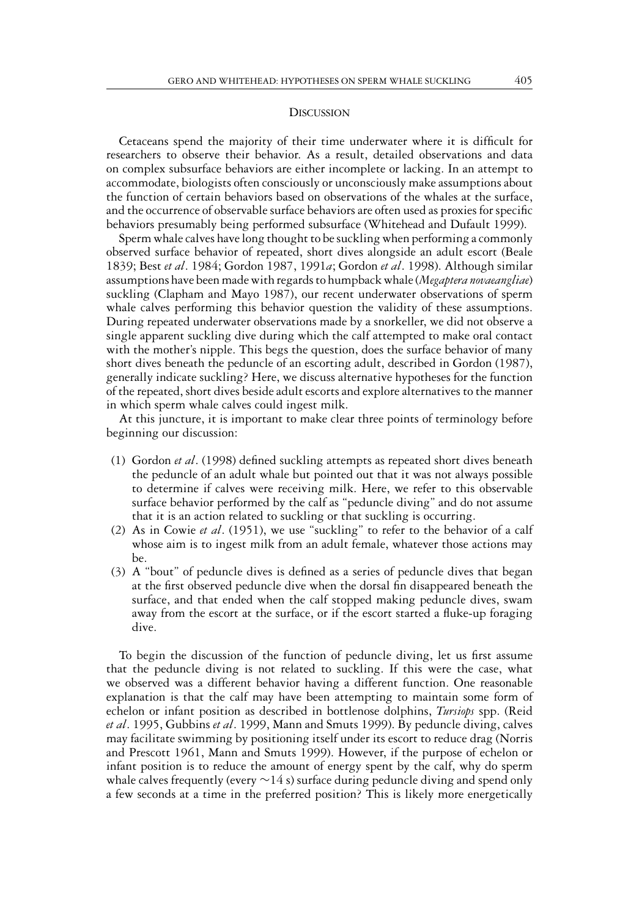## Discussion

Cetaceans spend the majority of their time underwater where it is difficult for researchers to observe their behavior. As a result, detailed observations and data on complex subsurface behaviors are either incomplete or lacking. In an attempt to accommodate, biologists often consciously or unconsciously make assumptions about the function of certain behaviors based on observations of the whales at the surface, and the occurrence of observable surface behaviors are often used as proxies for specific behaviors presumably being performed subsurface (Whitehead and Dufault 1999).

Sperm whale calves have long thought to be suckling when performing a commonly observed surface behavior of repeated, short dives alongside an adult escort (Beale 1839; Best *et al*. 1984; Gordon 1987, 1991*a*; Gordon *et al*. 1998). Although similar assumptions have been made with regards to humpback whale (*Megaptera novaeangliae*) suckling (Clapham and Mayo 1987), our recent underwater observations of sperm whale calves performing this behavior question the validity of these assumptions. During repeated underwater observations made by a snorkeller, we did not observe a single apparent suckling dive during which the calf attempted to make oral contact with the mother's nipple. This begs the question, does the surface behavior of many short dives beneath the peduncle of an escorting adult, described in Gordon (1987), generally indicate suckling? Here, we discuss alternative hypotheses for the function of the repeated, short dives beside adult escorts and explore alternatives to the manner in which sperm whale calves could ingest milk.

At this juncture, it is important to make clear three points of terminology before beginning our discussion:

1. Gordon *et al*. (1998) defined suckling attempts as repeated short dives beneath the peduncle of an adult whale but pointed out that it was not always possible to determine if calves were receiving milk. Here, we refer to this observable surface behavior performed by the calf as "peduncle diving" and do not assume that it is an action related to suckling or that suckling is occurring.
2. As in Cowie *et al*. (1951), we use "suckling" to refer to the behavior of a calf whose aim is to ingest milk from an adult female, whatever those actions may be.
3. A "bout" of peduncle dives is defined as a series of peduncle dives that began at the first observed peduncle dive when the dorsal fin disappeared beneath the surface, and that ended when the calf stopped making peduncle dives, swam away from the escort at the surface, or if the escort started a fluke-up foraging dive.

To begin the discussion of the function of peduncle diving, let us first assume that the peduncle diving is not related to suckling. If this were the case, what we observed was a different behavior having a different function. One reasonable explanation is that the calf may have been attempting to maintain some form of echelon or infant position as described in bottlenose dolphins, *Tursiops* spp. (Reid *et al*. 1995, Gubbins *et al*. 1999, Mann and Smuts 1999). By peduncle diving, calves may facilitate swimming by positioning itself under its escort to reduce drag (Norris and Prescott 1961, Mann and Smuts 1999). However, if the purpose of echelon or infant position is to reduce the amount of energy spent by the calf, why do sperm whale calves frequently (every ~14 s) surface during peduncle diving and spend only a few seconds at a time in the preferred position? This is likely more energetically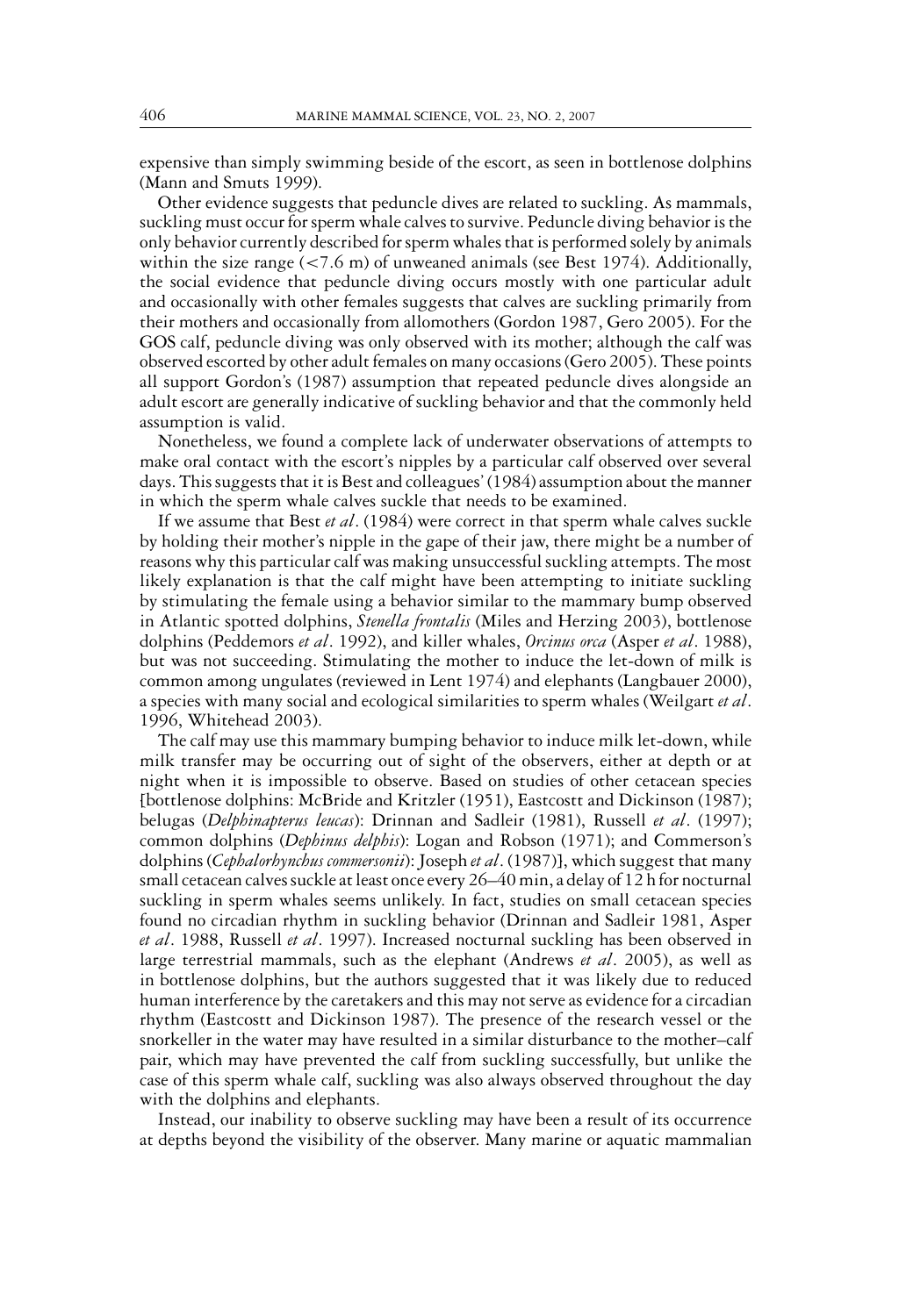expensive than simply swimming beside of the escort, as seen in bottlenose dolphins (Mann and Smuts 1999).

Other evidence suggests that peduncle dives are related to suckling. As mammals, suckling must occur for sperm whale calves to survive. Peduncle diving behavior is the only behavior currently described for sperm whales that is performed solely by animals within the size range (<7.6 m) of unweaned animals (see Best 1974). Additionally, the social evidence that peduncle diving occurs mostly with one particular adult and occasionally with other females suggests that calves are suckling primarily from their mothers and occasionally from allomothers (Gordon 1987, Gero 2005). For the GOS calf, peduncle diving was only observed with its mother; although the calf was observed escorted by other adult females on many occasions (Gero 2005). These points all support Gordon's (1987) assumption that repeated peduncle dives alongside an adult escort are generally indicative of suckling behavior and that the commonly held assumption is valid.

Nonetheless, we found a complete lack of underwater observations of attempts to make oral contact with the escort's nipples by a particular calf observed over several days. This suggests that it is Best and colleagues' (1984) assumption about the manner in which the sperm whale calves suckle that needs to be examined.

If we assume that Best *et al*. (1984) were correct in that sperm whale calves suckle by holding their mother's nipple in the gape of their jaw, there might be a number of reasons why this particular calf was making unsuccessful suckling attempts. The most likely explanation is that the calf might have been attempting to initiate suckling by stimulating the female using a behavior similar to the mammary bump observed in Atlantic spotted dolphins, *Stenella frontalis* (Miles and Herzing 2003), bottlenose dolphins (Peddemors *et al*. 1992), and killer whales, *Orcinus orca* (Asper *et al*. 1988), but was not succeeding. Stimulating the mother to induce the let-down of milk is common among ungulates (reviewed in Lent 1974) and elephants (Langbauer 2000), a species with many social and ecological similarities to sperm whales (Weilgart *et al*. 1996, Whitehead 2003).

The calf may use this mammary bumping behavior to induce milk let-down, while milk transfer may be occurring out of sight of the observers, either at depth or at night when it is impossible to observe. Based on studies of other cetacean species [bottlenose dolphins: McBride and Kritzler (1951), Eastcostt and Dickinson (1987); belugas (*Delphinapterus leucas*): Drinnan and Sadleir (1981), Russell *et al*. (1997); common dolphins (*Dephinus delphis*): Logan and Robson (1971); and Commerson's dolphins (*Cephalorhynchus commersonii*): Joseph *et al*. (1987)], which suggest that many small cetacean calves suckle at least once every 26–40 min, a delay of 12 h for nocturnal suckling in sperm whales seems unlikely. In fact, studies on small cetacean species found no circadian rhythm in suckling behavior (Drinnan and Sadleir 1981, Asper *et al*. 1988, Russell *et al*. 1997). Increased nocturnal suckling has been observed in large terrestrial mammals, such as the elephant (Andrews *et al*. 2005), as well as in bottlenose dolphins, but the authors suggested that it was likely due to reduced human interference by the caretakers and this may not serve as evidence for a circadian rhythm (Eastcostt and Dickinson 1987). The presence of the research vessel or the snorkeller in the water may have resulted in a similar disturbance to the mother–calf pair, which may have prevented the calf from suckling successfully, but unlike the case of this sperm whale calf, suckling was also always observed throughout the day with the dolphins and elephants.

Instead, our inability to observe suckling may have been a result of its occurrence at depths beyond the visibility of the observer. Many marine or aquatic mammalian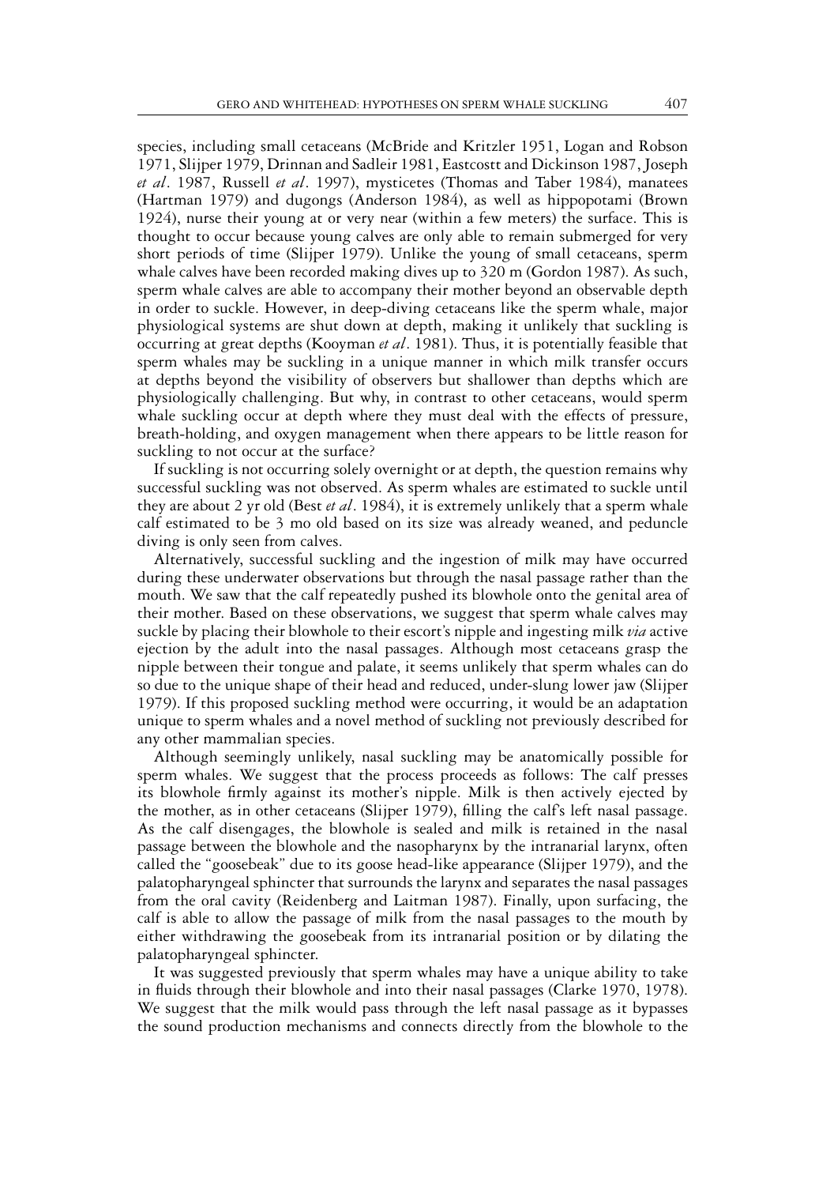species, including small cetaceans (McBride and Kritzler 1951, Logan and Robson 1971, Slijper 1979, Drinnan and Sadleir 1981, Eastcostt and Dickinson 1987, Joseph *et al*. 1987, Russell *et al*. 1997), mysticetes (Thomas and Taber 1984), manatees (Hartman 1979) and dugongs (Anderson 1984), as well as hippopotami (Brown 1924), nurse their young at or very near (within a few meters) the surface. This is thought to occur because young calves are only able to remain submerged for very short periods of time (Slijper 1979). Unlike the young of small cetaceans, sperm whale calves have been recorded making dives up to 320 m (Gordon 1987). As such, sperm whale calves are able to accompany their mother beyond an observable depth in order to suckle. However, in deep-diving cetaceans like the sperm whale, major physiological systems are shut down at depth, making it unlikely that suckling is occurring at great depths (Kooyman *et al*. 1981). Thus, it is potentially feasible that sperm whales may be suckling in a unique manner in which milk transfer occurs at depths beyond the visibility of observers but shallower than depths which are physiologically challenging. But why, in contrast to other cetaceans, would sperm whale suckling occur at depth where they must deal with the effects of pressure, breath-holding, and oxygen management when there appears to be little reason for suckling to not occur at the surface?

If suckling is not occurring solely overnight or at depth, the question remains why successful suckling was not observed. As sperm whales are estimated to suckle until they are about 2 yr old (Best *et al*. 1984), it is extremely unlikely that a sperm whale calf estimated to be 3 mo old based on its size was already weaned, and peduncle diving is only seen from calves.

Alternatively, successful suckling and the ingestion of milk may have occurred during these underwater observations but through the nasal passage rather than the mouth. We saw that the calf repeatedly pushed its blowhole onto the genital area of their mother. Based on these observations, we suggest that sperm whale calves may suckle by placing their blowhole to their escort's nipple and ingesting milk *via* active ejection by the adult into the nasal passages. Although most cetaceans grasp the nipple between their tongue and palate, it seems unlikely that sperm whales can do so due to the unique shape of their head and reduced, under-slung lower jaw (Slijper 1979). If this proposed suckling method were occurring, it would be an adaptation unique to sperm whales and a novel method of suckling not previously described for any other mammalian species.

Although seemingly unlikely, nasal suckling may be anatomically possible for sperm whales. We suggest that the process proceeds as follows: The calf presses its blowhole firmly against its mother's nipple. Milk is then actively ejected by the mother, as in other cetaceans (Slijper 1979), filling the calf's left nasal passage. As the calf disengages, the blowhole is sealed and milk is retained in the nasal passage between the blowhole and the nasopharynx by the intranarial larynx, often called the "goosebeak" due to its goose head-like appearance (Slijper 1979), and the palatopharyngeal sphincter that surrounds the larynx and separates the nasal passages from the oral cavity (Reidenberg and Laitman 1987). Finally, upon surfacing, the calf is able to allow the passage of milk from the nasal passages to the mouth by either withdrawing the goosebeak from its intranarial position or by dilating the palatopharyngeal sphincter.

It was suggested previously that sperm whales may have a unique ability to take in fluids through their blowhole and into their nasal passages (Clarke 1970, 1978). We suggest that the milk would pass through the left nasal passage as it bypasses the sound production mechanisms and connects directly from the blowhole to the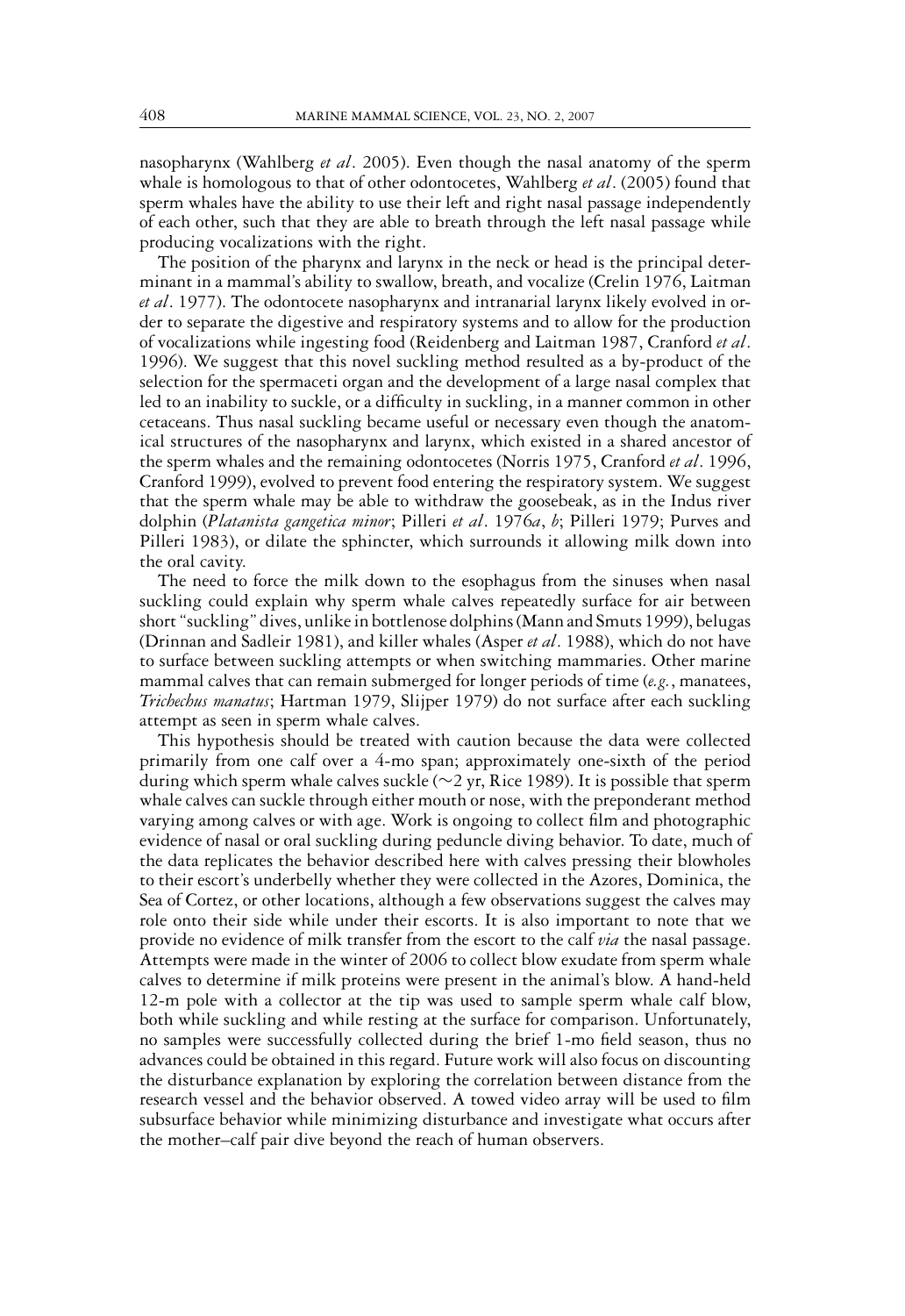nasopharynx (Wahlberg *et al*. 2005). Even though the nasal anatomy of the sperm whale is homologous to that of other odontocetes, Wahlberg *et al*. (2005) found that sperm whales have the ability to use their left and right nasal passage independently of each other, such that they are able to breath through the left nasal passage while producing vocalizations with the right.

The position of the pharynx and larynx in the neck or head is the principal determinant in a mammal's ability to swallow, breath, and vocalize (Crelin 1976, Laitman *et al*. 1977). The odontocete nasopharynx and intranarial larynx likely evolved in order to separate the digestive and respiratory systems and to allow for the production of vocalizations while ingesting food (Reidenberg and Laitman 1987, Cranford *et al*. 1996). We suggest that this novel suckling method resulted as a by-product of the selection for the spermaceti organ and the development of a large nasal complex that led to an inability to suckle, or a difficulty in suckling, in a manner common in other cetaceans. Thus nasal suckling became useful or necessary even though the anatomical structures of the nasopharynx and larynx, which existed in a shared ancestor of the sperm whales and the remaining odontocetes (Norris 1975, Cranford *et al*. 1996, Cranford 1999), evolved to prevent food entering the respiratory system. We suggest that the sperm whale may be able to withdraw the goosebeak, as in the Indus river dolphin (*Platanista gangetica minor*; Pilleri *et al*. 1976*a*, *b*; Pilleri 1979; Purves and Pilleri 1983), or dilate the sphincter, which surrounds it allowing milk down into the oral cavity.

The need to force the milk down to the esophagus from the sinuses when nasal suckling could explain why sperm whale calves repeatedly surface for air between short "suckling" dives, unlike in bottlenose dolphins (Mann and Smuts 1999), belugas (Drinnan and Sadleir 1981), and killer whales (Asper *et al*. 1988), which do not have to surface between suckling attempts or when switching mammaries. Other marine mammal calves that can remain submerged for longer periods of time (*e.g.*, manatees, *Trichechus manatus*; Hartman 1979, Slijper 1979) do not surface after each suckling attempt as seen in sperm whale calves.

This hypothesis should be treated with caution because the data were collected primarily from one calf over a 4-mo span; approximately one-sixth of the period during which sperm whale calves suckle (~2 yr, Rice 1989). It is possible that sperm whale calves can suckle through either mouth or nose, with the preponderant method varying among calves or with age. Work is ongoing to collect film and photographic evidence of nasal or oral suckling during peduncle diving behavior. To date, much of the data replicates the behavior described here with calves pressing their blowholes to their escort's underbelly whether they were collected in the Azores, Dominica, the Sea of Cortez, or other locations, although a few observations suggest the calves may role onto their side while under their escorts. It is also important to note that we provide no evidence of milk transfer from the escort to the calf *via* the nasal passage. Attempts were made in the winter of 2006 to collect blow exudate from sperm whale calves to determine if milk proteins were present in the animal's blow. A hand-held 12-m pole with a collector at the tip was used to sample sperm whale calf blow, both while suckling and while resting at the surface for comparison. Unfortunately, no samples were successfully collected during the brief 1-mo field season, thus no advances could be obtained in this regard. Future work will also focus on discounting the disturbance explanation by exploring the correlation between distance from the research vessel and the behavior observed. A towed video array will be used to film subsurface behavior while minimizing disturbance and investigate what occurs after the mother–calf pair dive beyond the reach of human observers.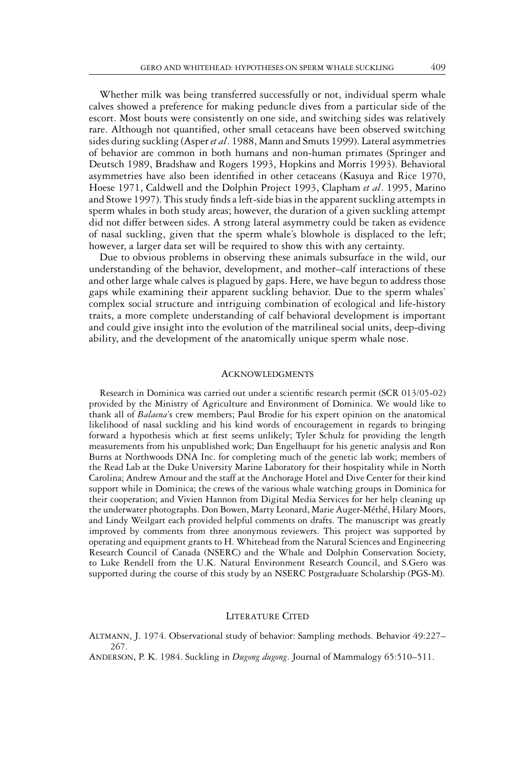Whether milk was being transferred successfully or not, individual sperm whale calves showed a preference for making peduncle dives from a particular side of the escort. Most bouts were consistently on one side, and switching sides was relatively rare. Although not quantified, other small cetaceans have been observed switching sides during suckling (Asper *et al*. 1988, Mann and Smuts 1999). Lateral asymmetries of behavior are common in both humans and non-human primates (Springer and Deutsch 1989, Bradshaw and Rogers 1993, Hopkins and Morris 1993). Behavioral asymmetries have also been identified in other cetaceans (Kasuya and Rice 1970, Hoese 1971, Caldwell and the Dolphin Project 1993, Clapham *et al*. 1995, Marino and Stowe 1997). This study finds a left-side bias in the apparent suckling attempts in sperm whales in both study areas; however, the duration of a given suckling attempt did not differ between sides. A strong lateral asymmetry could be taken as evidence of nasal suckling, given that the sperm whale's blowhole is displaced to the left; however, a larger data set will be required to show this with any certainty.

Due to obvious problems in observing these animals subsurface in the wild, our understanding of the behavior, development, and mother–calf interactions of these and other large whale calves is plagued by gaps. Here, we have begun to address those gaps while examining their apparent suckling behavior. Due to the sperm whales' complex social structure and intriguing combination of ecological and life-history traits, a more complete understanding of calf behavioral development is important and could give insight into the evolution of the matrilineal social units, deep-diving ability, and the development of the anatomically unique sperm whale nose.

## Acknowledgments

Research in Dominica was carried out under a scientific research permit (SCR 013/05-02) provided by the Ministry of Agriculture and Environment of Dominica. We would like to thank all of *Balaena*'s crew members; Paul Brodie for his expert opinion on the anatomical likelihood of nasal suckling and his kind words of encouragement in regards to bringing forward a hypothesis which at first seems unlikely; Tyler Schulz for providing the length measurements from his unpublished work; Dan Engelhaupt for his genetic analysis and Ron Burns at Northwoods DNA Inc. for completing much of the genetic lab work; members of the Read Lab at the Duke University Marine Laboratory for their hospitality while in North Carolina; Andrew Amour and the staff at the Anchorage Hotel and Dive Center for their kind support while in Dominica; the crews of the various whale watching groups in Dominica for their cooperation; and Vivien Hannon from Digital Media Services for her help cleaning up the underwater photographs. Don Bowen, Marty Leonard, Marie Auger-Méthé, Hilary Moors, and Lindy Weilgart each provided helpful comments on drafts. The manuscript was greatly improved by comments from three anonymous reviewers. This project was supported by operating and equipment grants to H. Whitehead from the Natural Sciences and Engineering Research Council of Canada (NSERC) and the Whale and Dolphin Conservation Society, to Luke Rendell from the U.K. Natural Environment Research Council, and S.Gero was supported during the course of this study by an NSERC Postgraduate Scholarship (PGS-M).

## Literature Cited

Altmann, J. 1974. Observational study of behavior: Sampling methods. Behavior 49:227–267.

Anderson, P. K. 1984. Suckling in *Dugong dugong*. Journal of Mammalogy 65:510–511.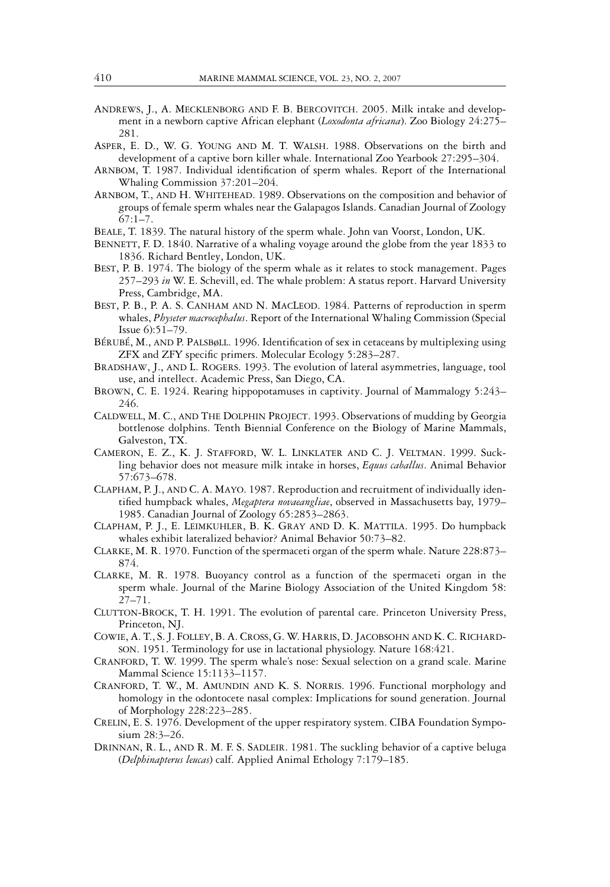Andrews, J., A. Mecklenborg and F. B. Bercovitch. 2005. Milk intake and development in a newborn captive African elephant (*Loxodonta africana*). Zoo Biology 24:275–281.

Asper, E. D., W. G. Young and M. T. Walsh. 1988. Observations on the birth and development of a captive born killer whale. International Zoo Yearbook 27:295–304.

Arnbom, T. 1987. Individual identification of sperm whales. Report of the International Whaling Commission 37:201–204.

Arnbom, T., and H. Whitehead. 1989. Observations on the composition and behavior of groups of female sperm whales near the Galapagos Islands. Canadian Journal of Zoology 67:1–7.

Beale, T. 1839. The natural history of the sperm whale. John van Voorst, London, UK.

Bennett, F. D. 1840. Narrative of a whaling voyage around the globe from the year 1833 to 1836. Richard Bentley, London, UK.

Best, P. B. 1974. The biology of the sperm whale as it relates to stock management. Pages 257–293 *in* W. E. Schevill, ed. The whale problem: A status report. Harvard University Press, Cambridge, MA.

Best, P. B., P. A. S. Canham and N. MacLeod. 1984. Patterns of reproduction in sperm whales, *Physeter macrocephalus*. Report of the International Whaling Commission (Special Issue 6):51–79.

Bérubé, M., and P. Palsbøll. 1996. Identification of sex in cetaceans by multiplexing using ZFX and ZFY specific primers. Molecular Ecology 5:283–287.

Bradshaw, J., and L. Rogers. 1993. The evolution of lateral asymmetries, language, tool use, and intellect. Academic Press, San Diego, CA.

Brown, C. E. 1924. Rearing hippopotamuses in captivity. Journal of Mammalogy 5:243–246.

Caldwell, M. C., and The Dolphin Project. 1993. Observations of mudding by Georgia bottlenose dolphins. Tenth Biennial Conference on the Biology of Marine Mammals, Galveston, TX.

Cameron, E. Z., K. J. Stafford, W. L. Linklater and C. J. Veltman. 1999. Suckling behavior does not measure milk intake in horses, *Equus caballus*. Animal Behavior 57:673–678.

Clapham, P. J., and C. A. Mayo. 1987. Reproduction and recruitment of individually identified humpback whales, *Megaptera novaeangliae*, observed in Massachusetts bay, 1979–1985. Canadian Journal of Zoology 65:2853–2863.

Clapham, P. J., E. Leimkuhler, B. K. Gray and D. K. Mattila. 1995. Do humpback whales exhibit lateralized behavior? Animal Behavior 50:73–82.

Clarke, M. R. 1970. Function of the spermaceti organ of the sperm whale. Nature 228:873–874.

Clarke, M. R. 1978. Buoyancy control as a function of the spermaceti organ in the sperm whale. Journal of the Marine Biology Association of the United Kingdom 58: 27–71.

Clutton-Brock, T. H. 1991. The evolution of parental care. Princeton University Press, Princeton, NJ.

Cowie, A. T., S. J. Folley, B. A. Cross, G. W. Harris, D. Jacobsohn and K. C. Richardson. 1951. Terminology for use in lactational physiology. Nature 168:421.

Cranford, T. W. 1999. The sperm whale's nose: Sexual selection on a grand scale. Marine Mammal Science 15:1133–1157.

Cranford, T. W., M. Amundin and K. S. Norris. 1996. Functional morphology and homology in the odontocete nasal complex: Implications for sound generation. Journal of Morphology 228:223–285.

Crelin, E. S. 1976. Development of the upper respiratory system. CIBA Foundation Symposium 28:3–26.

Drinnan, R. L., and R. M. F. S. Sadleir. 1981. The suckling behavior of a captive beluga (*Delphinapterus leucas*) calf. Applied Animal Ethology 7:179–185.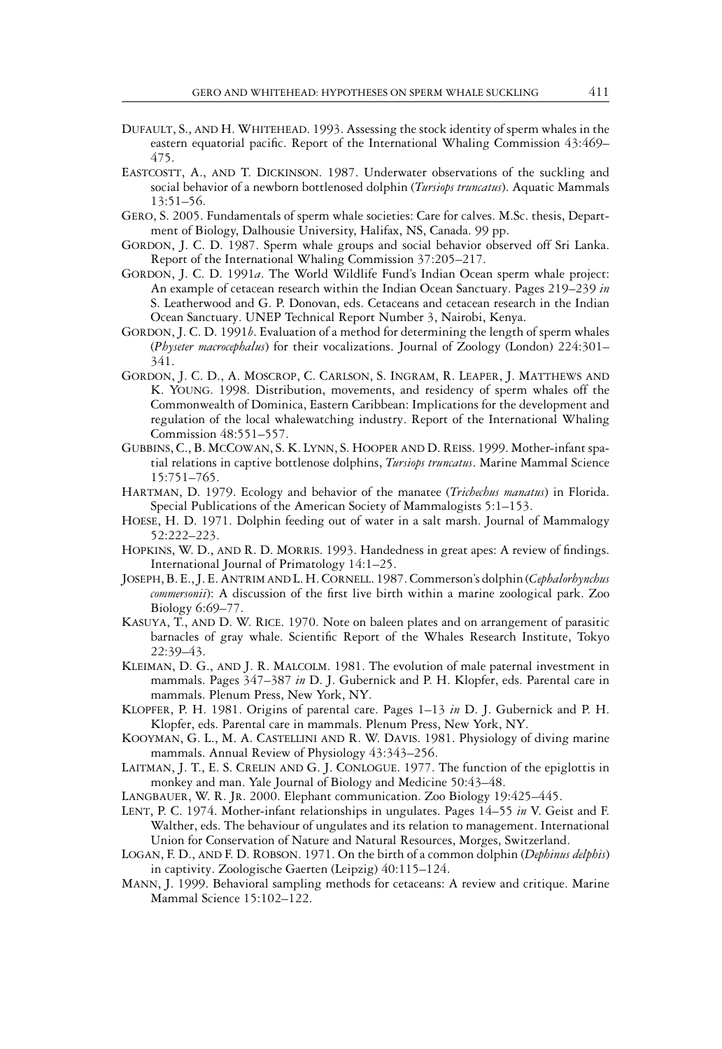Dufault, S., and H. Whitehead. 1993. Assessing the stock identity of sperm whales in the eastern equatorial pacific. Report of the International Whaling Commission 43:469–475.

Eastcostt, A., and T. Dickinson. 1987. Underwater observations of the suckling and social behavior of a newborn bottlenosed dolphin (*Tursiops truncatus*). Aquatic Mammals 13:51–56.

Gero, S. 2005. Fundamentals of sperm whale societies: Care for calves. M.Sc. thesis, Department of Biology, Dalhousie University, Halifax, NS, Canada. 99 pp.

Gordon, J. C. D. 1987. Sperm whale groups and social behavior observed off Sri Lanka. Report of the International Whaling Commission 37:205–217.

Gordon, J. C. D. 1991*a*. The World Wildlife Fund's Indian Ocean sperm whale project: An example of cetacean research within the Indian Ocean Sanctuary. Pages 219–239 *in* S. Leatherwood and G. P. Donovan, eds. Cetaceans and cetacean research in the Indian Ocean Sanctuary. UNEP Technical Report Number 3, Nairobi, Kenya.

Gordon, J. C. D. 1991*b*. Evaluation of a method for determining the length of sperm whales (*Physeter macrocephalus*) for their vocalizations. Journal of Zoology (London) 224:301–341.

Gordon, J. C. D., A. Moscrop, C. Carlson, S. Ingram, R. Leaper, J. Matthews and K. Young. 1998. Distribution, movements, and residency of sperm whales off the Commonwealth of Dominica, Eastern Caribbean: Implications for the development and regulation of the local whalewatching industry. Report of the International Whaling Commission 48:551–557.

Gubbins, C., B. McCowan, S. K. Lynn, S. Hooper and D. Reiss. 1999. Mother-infant spatial relations in captive bottlenose dolphins, *Tursiops truncatus*. Marine Mammal Science 15:751–765.

Hartman, D. 1979. Ecology and behavior of the manatee (*Trichechus manatus*) in Florida. Special Publications of the American Society of Mammalogists 5:1–153.

Hoese, H. D. 1971. Dolphin feeding out of water in a salt marsh. Journal of Mammalogy 52:222–223.

Hopkins, W. D., and R. D. Morris. 1993. Handedness in great apes: A review of findings. International Journal of Primatology 14:1–25.

Joseph, B. E., J. E. Antrim and L. H. Cornell. 1987. Commerson's dolphin (*Cephalorhynchus commersonii*): A discussion of the first live birth within a marine zoological park. Zoo Biology 6:69–77.

Kasuya, T., and D. W. Rice. 1970. Note on baleen plates and on arrangement of parasitic barnacles of gray whale. Scientific Report of the Whales Research Institute, Tokyo 22:39–43.

Kleiman, D. G., and J. R. Malcolm. 1981. The evolution of male paternal investment in mammals. Pages 347–387 *in* D. J. Gubernick and P. H. Klopfer, eds. Parental care in mammals. Plenum Press, New York, NY.

Klopfer, P. H. 1981. Origins of parental care. Pages 1–13 *in* D. J. Gubernick and P. H. Klopfer, eds. Parental care in mammals. Plenum Press, New York, NY.

Kooyman, G. L., M. A. Castellini and R. W. Davis. 1981. Physiology of diving marine mammals. Annual Review of Physiology 43:343–256.

Laitman, J. T., E. S. Crelin and G. J. Conlogue. 1977. The function of the epiglottis in monkey and man. Yale Journal of Biology and Medicine 50:43–48.

Langbauer, W. R. Jr. 2000. Elephant communication. Zoo Biology 19:425–445.

Lent, P. C. 1974. Mother-infant relationships in ungulates. Pages 14–55 *in* V. Geist and F. Walther, eds. The behaviour of ungulates and its relation to management. International Union for Conservation of Nature and Natural Resources, Morges, Switzerland.

Logan, F. D., and F. D. Robson. 1971. On the birth of a common dolphin (*Dephinus delphis*) in captivity. Zoologische Gaerten (Leipzig) 40:115–124.

Mann, J. 1999. Behavioral sampling methods for cetaceans: A review and critique. Marine Mammal Science 15:102–122.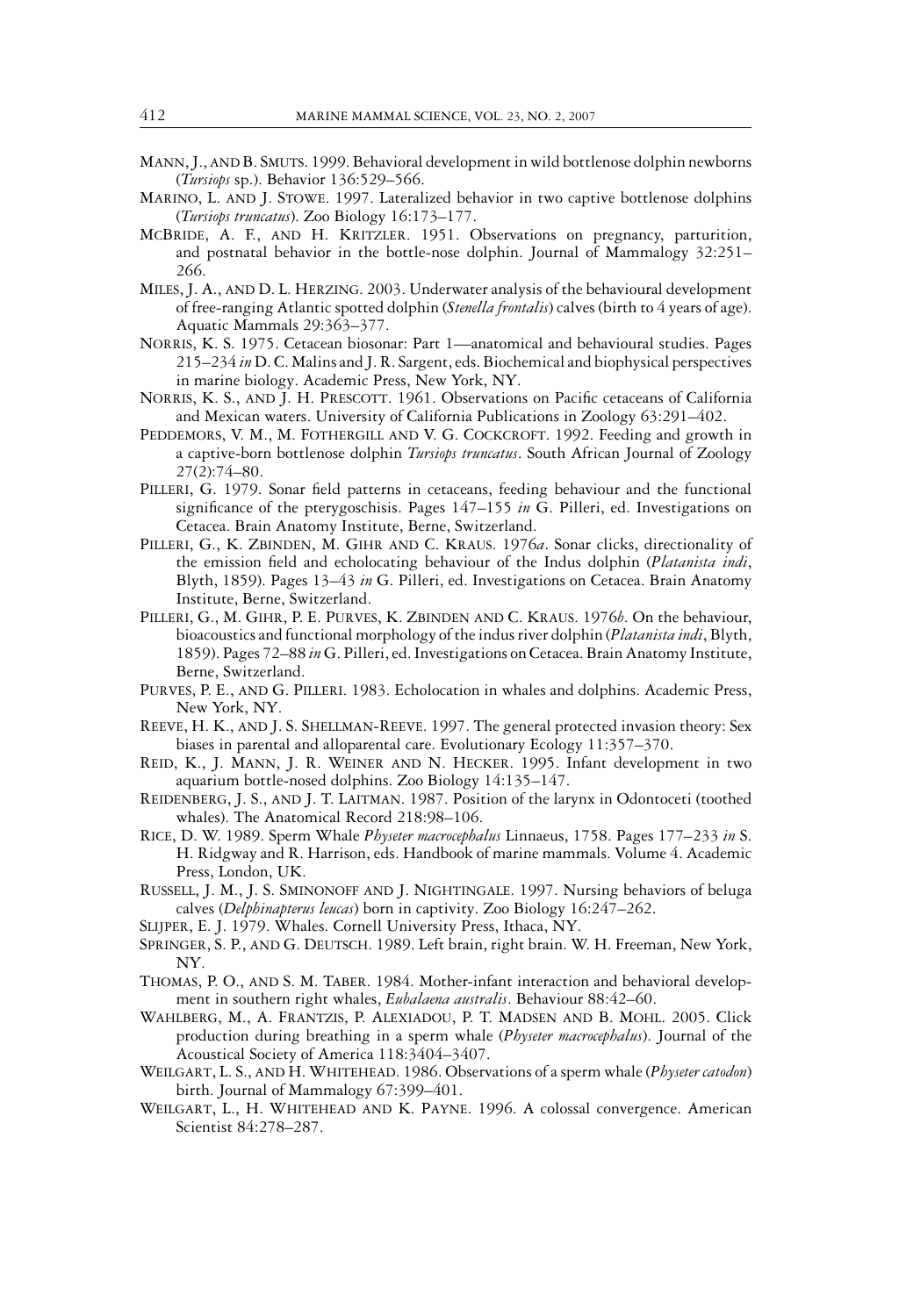Mann, J., and B. Smuts. 1999. Behavioral development in wild bottlenose dolphin newborns (*Tursiops* sp.). Behavior 136:529–566.

Marino, L. and J. Stowe. 1997. Lateralized behavior in two captive bottlenose dolphins (*Tursiops truncatus*). Zoo Biology 16:173–177.

McBride, A. F., and H. Kritzler. 1951. Observations on pregnancy, parturition, and postnatal behavior in the bottle-nose dolphin. Journal of Mammalogy 32:251–266.

Miles, J. A., and D. L. Herzing. 2003. Underwater analysis of the behavioural development of free-ranging Atlantic spotted dolphin (*Stenella frontalis*) calves (birth to 4 years of age). Aquatic Mammals 29:363–377.

Norris, K. S. 1975. Cetacean biosonar: Part 1—anatomical and behavioural studies. Pages 215–234 *in* D. C. Malins and J. R. Sargent, eds. Biochemical and biophysical perspectives in marine biology. Academic Press, New York, NY.

Norris, K. S., and J. H. Prescott. 1961. Observations on Pacific cetaceans of California and Mexican waters. University of California Publications in Zoology 63:291–402.

Peddemors, V. M., M. Fothergill and V. G. Cockcroft. 1992. Feeding and growth in a captive-born bottlenose dolphin *Tursiops truncatus*. South African Journal of Zoology 27(2):74–80.

Pilleri, G. 1979. Sonar field patterns in cetaceans, feeding behaviour and the functional significance of the pterygoschisis. Pages 147–155 *in* G. Pilleri, ed. Investigations on Cetacea. Brain Anatomy Institute, Berne, Switzerland.

Pilleri, G., K. Zbinden, M. Gihr and C. Kraus. 1976*a*. Sonar clicks, directionality of the emission field and echolocating behaviour of the Indus dolphin (*Platanista indi*, Blyth, 1859). Pages 13–43 *in* G. Pilleri, ed. Investigations on Cetacea. Brain Anatomy Institute, Berne, Switzerland.

Pilleri, G., M. Gihr, P. E. Purves, K. Zbinden and C. Kraus. 1976*b*. On the behaviour, bioacoustics and functional morphology of the indus river dolphin (*Platanista indi*, Blyth, 1859). Pages 72–88 *in* G. Pilleri, ed. Investigations on Cetacea. Brain Anatomy Institute, Berne, Switzerland.

Purves, P. E., and G. Pilleri. 1983. Echolocation in whales and dolphins. Academic Press, New York, NY.

Reeve, H. K., and J. S. Shellman-Reeve. 1997. The general protected invasion theory: Sex biases in parental and alloparental care. Evolutionary Ecology 11:357–370.

Reid, K., J. Mann, J. R. Weiner and N. Hecker. 1995. Infant development in two aquarium bottle-nosed dolphins. Zoo Biology 14:135–147.

Reidenberg, J. S., and J. T. Laitman. 1987. Position of the larynx in Odontoceti (toothed whales). The Anatomical Record 218:98–106.

Rice, D. W. 1989. Sperm Whale *Physeter macrocephalus* Linnaeus, 1758. Pages 177–233 *in* S. H. Ridgway and R. Harrison, eds. Handbook of marine mammals. Volume 4. Academic Press, London, UK.

Russell, J. M., J. S. Sminonoff and J. Nightingale. 1997. Nursing behaviors of beluga calves (*Delphinapterus leucas*) born in captivity. Zoo Biology 16:247–262.

Slijper, E. J. 1979. Whales. Cornell University Press, Ithaca, NY.

Springer, S. P., and G. Deutsch. 1989. Left brain, right brain. W. H. Freeman, New York, NY.

Thomas, P. O., and S. M. Taber. 1984. Mother-infant interaction and behavioral development in southern right whales, *Eubalaena australis*. Behaviour 88:42–60.

Wahlberg, M., A. Frantzis, P. Alexiadou, P. T. Madsen and B. Mohl. 2005. Click production during breathing in a sperm whale (*Physeter macrocephalus*). Journal of the Acoustical Society of America 118:3404–3407.

Weilgart, L. S., and H. Whitehead. 1986. Observations of a sperm whale (*Physeter catodon*) birth. Journal of Mammalogy 67:399–401.

Weilgart, L., H. Whitehead and K. Payne. 1996. A colossal convergence. American Scientist 84:278–287.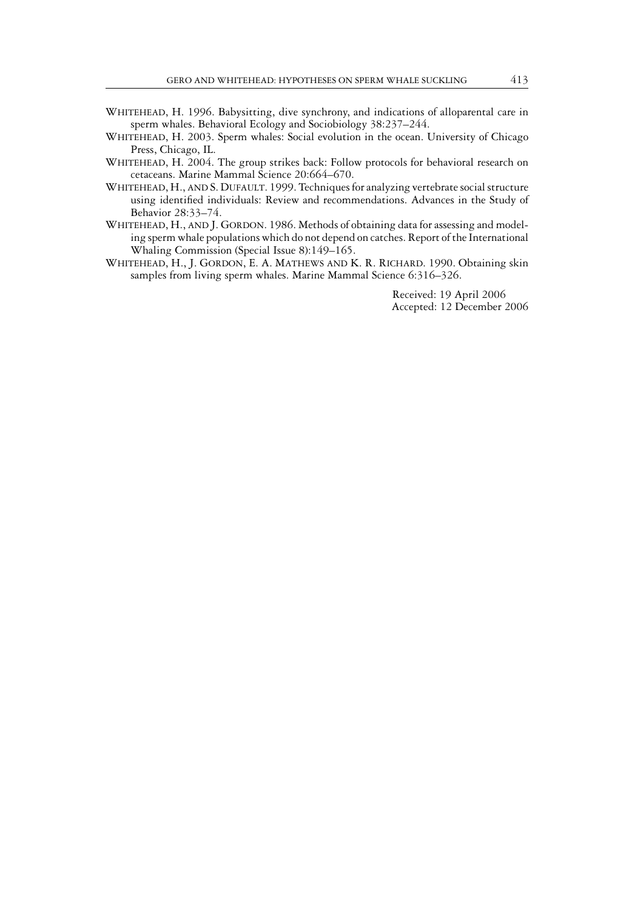WHITEHEAD, H. 1996. Babysitting, dive synchrony, and indications of alloparental care in sperm whales. Behavioral Ecology and Sociobiology 38:237–244.

WHITEHEAD, H. 2003. Sperm whales: Social evolution in the ocean. University of Chicago Press, Chicago, IL.

WHITEHEAD, H. 2004. The group strikes back: Follow protocols for behavioral research on cetaceans. Marine Mammal Science 20:664–670.

WHITEHEAD, H., AND S. DUFAULT. 1999. Techniques for analyzing vertebrate social structure using identified individuals: Review and recommendations. Advances in the Study of Behavior 28:33–74.

WHITEHEAD, H., AND J. GORDON. 1986. Methods of obtaining data for assessing and modeling sperm whale populations which do not depend on catches. Report of the International Whaling Commission (Special Issue 8):149–165.

WHITEHEAD, H., J. GORDON, E. A. MATHEWS AND K. R. RICHARD. 1990. Obtaining skin samples from living sperm whales. Marine Mammal Science 6:316–326.

Received: 19 April 2006
Accepted: 12 December 2006